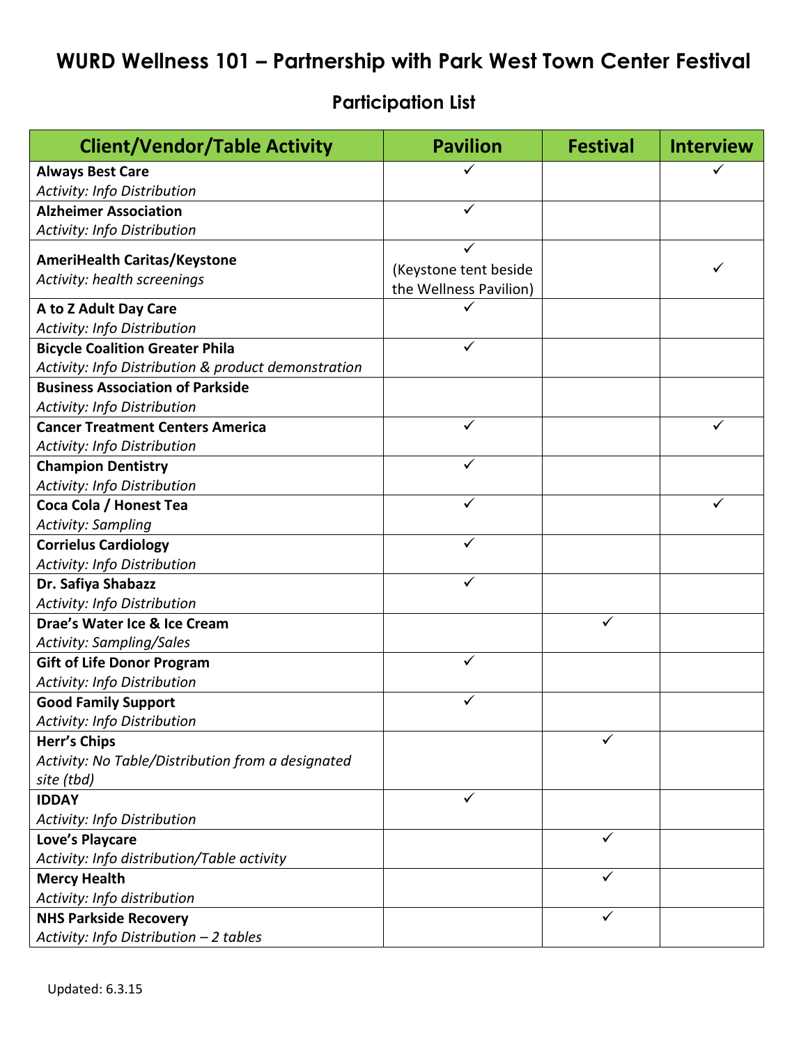# WURD Wellness 101 – Partnership with Park West Town Center Festival

## Participation List

| Client/Vendor/Table Activity | Pavilion | Festival | Interview |
|---|---|---|---|
| **Always Best Care**<br>*Activity: Info Distribution* | ✓ | | ✓ |
| **Alzheimer Association**<br>*Activity: Info Distribution* | ✓ | | |
| **AmeriHealth Caritas/Keystone**<br>*Activity: health screenings* | ✓<br>(Keystone tent beside the Wellness Pavilion) | | ✓ |
| **A to Z Adult Day Care**<br>*Activity: Info Distribution* | ✓ | | |
| **Bicycle Coalition Greater Phila**<br>*Activity: Info Distribution & product demonstration* | ✓ | | |
| **Business Association of Parkside**<br>*Activity: Info Distribution* | | | |
| **Cancer Treatment Centers America**<br>*Activity: Info Distribution* | ✓ | | ✓ |
| **Champion Dentistry**<br>*Activity: Info Distribution* | ✓ | | |
| **Coca Cola / Honest Tea**<br>*Activity: Sampling* | ✓ | | ✓ |
| **Corrielus Cardiology**<br>*Activity: Info Distribution* | ✓ | | |
| **Dr. Safiya Shabazz**<br>*Activity: Info Distribution* | ✓ | | |
| **Drae's Water Ice & Ice Cream**<br>*Activity: Sampling/Sales* | | ✓ | |
| **Gift of Life Donor Program**<br>*Activity: Info Distribution* | ✓ | | |
| **Good Family Support**<br>*Activity: Info Distribution* | ✓ | | |
| **Herr's Chips**<br>*Activity: No Table/Distribution from a designated site (tbd)* | | ✓ | |
| **IDDAY**<br>*Activity: Info Distribution* | ✓ | | |
| **Love's Playcare**<br>*Activity: Info distribution/Table activity* | | ✓ | |
| **Mercy Health**<br>*Activity: Info distribution* | | ✓ | |
| **NHS Parkside Recovery**<br>*Activity: Info Distribution – 2 tables* | | ✓ | |

Updated: 6.3.15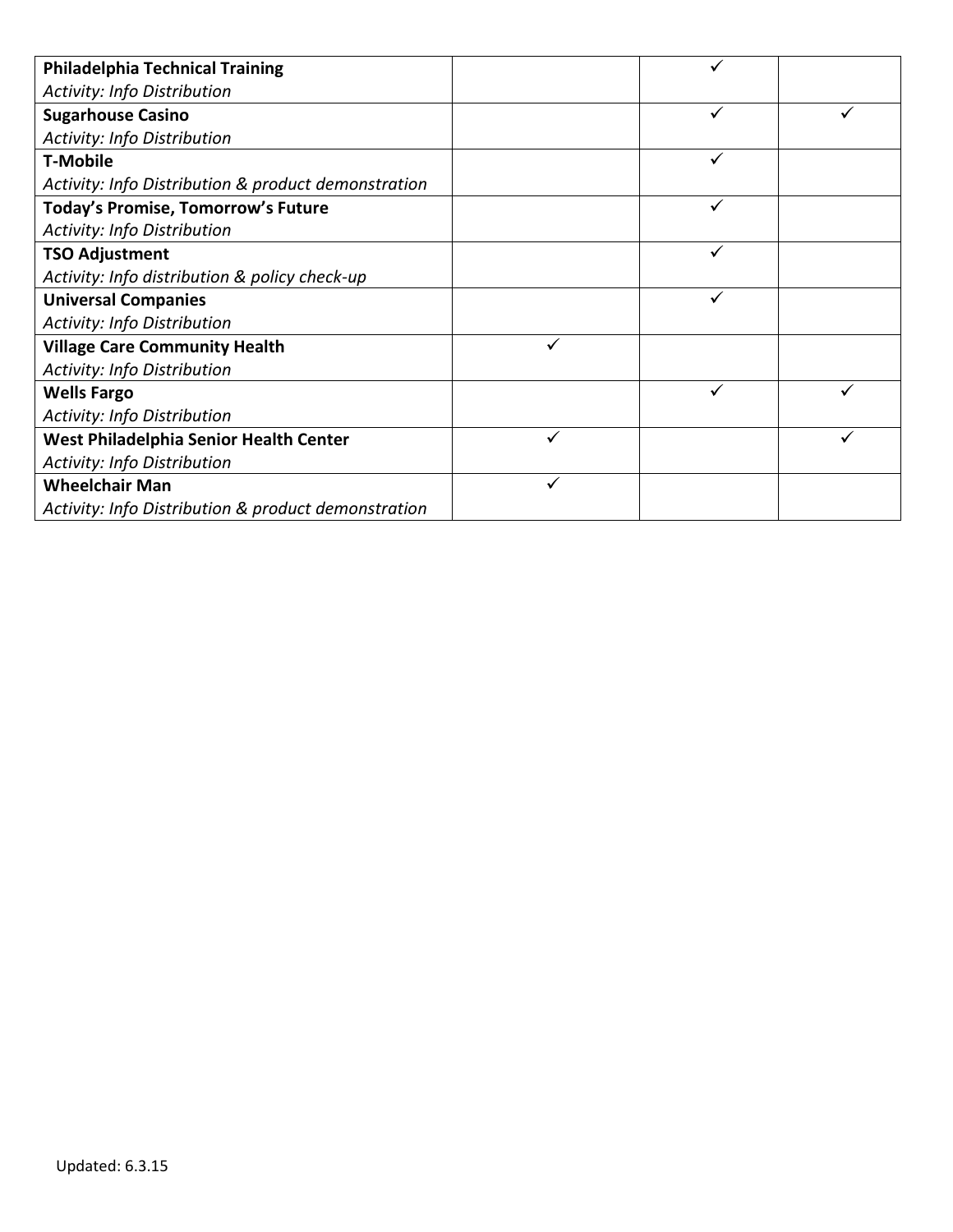| | | | |
|---|---|---|---|
| **Philadelphia Technical Training**<br>*Activity: Info Distribution* | | ✓ | |
| **Sugarhouse Casino**<br>*Activity: Info Distribution* | | ✓ | ✓ |
| **T-Mobile**<br>*Activity: Info Distribution & product demonstration* | | ✓ | |
| **Today's Promise, Tomorrow's Future**<br>*Activity: Info Distribution* | | ✓ | |
| **TSO Adjustment**<br>*Activity: Info distribution & policy check-up* | | ✓ | |
| **Universal Companies**<br>*Activity: Info Distribution* | | ✓ | |
| **Village Care Community Health**<br>*Activity: Info Distribution* | ✓ | | |
| **Wells Fargo**<br>*Activity: Info Distribution* | | ✓ | ✓ |
| **West Philadelphia Senior Health Center**<br>*Activity: Info Distribution* | ✓ | | ✓ |
| **Wheelchair Man**<br>*Activity: Info Distribution & product demonstration* | ✓ | | |

Updated: 6.3.15